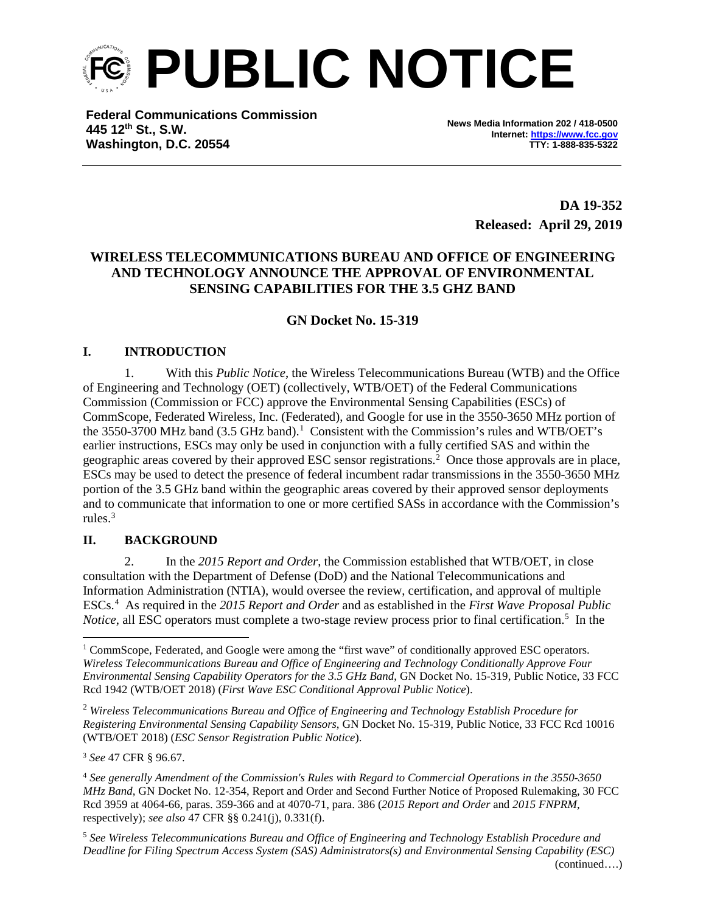# PUBLIC NOTICE

**Federal Communications Commission**
**445 12th St., S.W.**
**Washington, D.C. 20554**

**News Media Information 202 / 418-0500**
**Internet: https://www.fcc.gov**
**TTY: 1-888-835-5322**

**DA 19-352**
**Released: April 29, 2019**

**WIRELESS TELECOMMUNICATIONS BUREAU AND OFFICE OF ENGINEERING AND TECHNOLOGY ANNOUNCE THE APPROVAL OF ENVIRONMENTAL SENSING CAPABILITIES FOR THE 3.5 GHZ BAND**

**GN Docket No. 15-319**

## I. INTRODUCTION

1. With this *Public Notice*, the Wireless Telecommunications Bureau (WTB) and the Office of Engineering and Technology (OET) (collectively, WTB/OET) of the Federal Communications Commission (Commission or FCC) approve the Environmental Sensing Capabilities (ESCs) of CommScope, Federated Wireless, Inc. (Federated), and Google for use in the 3550-3650 MHz portion of the 3550-3700 MHz band (3.5 GHz band).[1] Consistent with the Commission's rules and WTB/OET's earlier instructions, ESCs may only be used in conjunction with a fully certified SAS and within the geographic areas covered by their approved ESC sensor registrations.[2] Once those approvals are in place, ESCs may be used to detect the presence of federal incumbent radar transmissions in the 3550-3650 MHz portion of the 3.5 GHz band within the geographic areas covered by their approved sensor deployments and to communicate that information to one or more certified SASs in accordance with the Commission's rules.[3]

## II. BACKGROUND

2. In the *2015 Report and Order*, the Commission established that WTB/OET, in close consultation with the Department of Defense (DoD) and the National Telecommunications and Information Administration (NTIA), would oversee the review, certification, and approval of multiple ESCs.[4] As required in the *2015 Report and Order* and as established in the *First Wave Proposal Public Notice*, all ESC operators must complete a two-stage review process prior to final certification.[5] In the

---

[1] CommScope, Federated, and Google were among the "first wave" of conditionally approved ESC operators. *Wireless Telecommunications Bureau and Office of Engineering and Technology Conditionally Approve Four Environmental Sensing Capability Operators for the 3.5 GHz Band*, GN Docket No. 15-319, Public Notice, 33 FCC Rcd 1942 (WTB/OET 2018) (*First Wave ESC Conditional Approval Public Notice*).

[2] *Wireless Telecommunications Bureau and Office of Engineering and Technology Establish Procedure for Registering Environmental Sensing Capability Sensors*, GN Docket No. 15-319, Public Notice, 33 FCC Rcd 10016 (WTB/OET 2018) (*ESC Sensor Registration Public Notice*).

[3] *See* 47 CFR § 96.67.

[4] *See generally Amendment of the Commission's Rules with Regard to Commercial Operations in the 3550-3650 MHz Band*, GN Docket No. 12-354, Report and Order and Second Further Notice of Proposed Rulemaking, 30 FCC Rcd 3959 at 4064-66, paras. 359-366 and at 4070-71, para. 386 (*2015 Report and Order* and *2015 FNPRM*, respectively); *see also* 47 CFR §§ 0.241(j), 0.331(f).

[5] *See Wireless Telecommunications Bureau and Office of Engineering and Technology Establish Procedure and Deadline for Filing Spectrum Access System (SAS) Administrators(s) and Environmental Sensing Capability (ESC)* (continued….)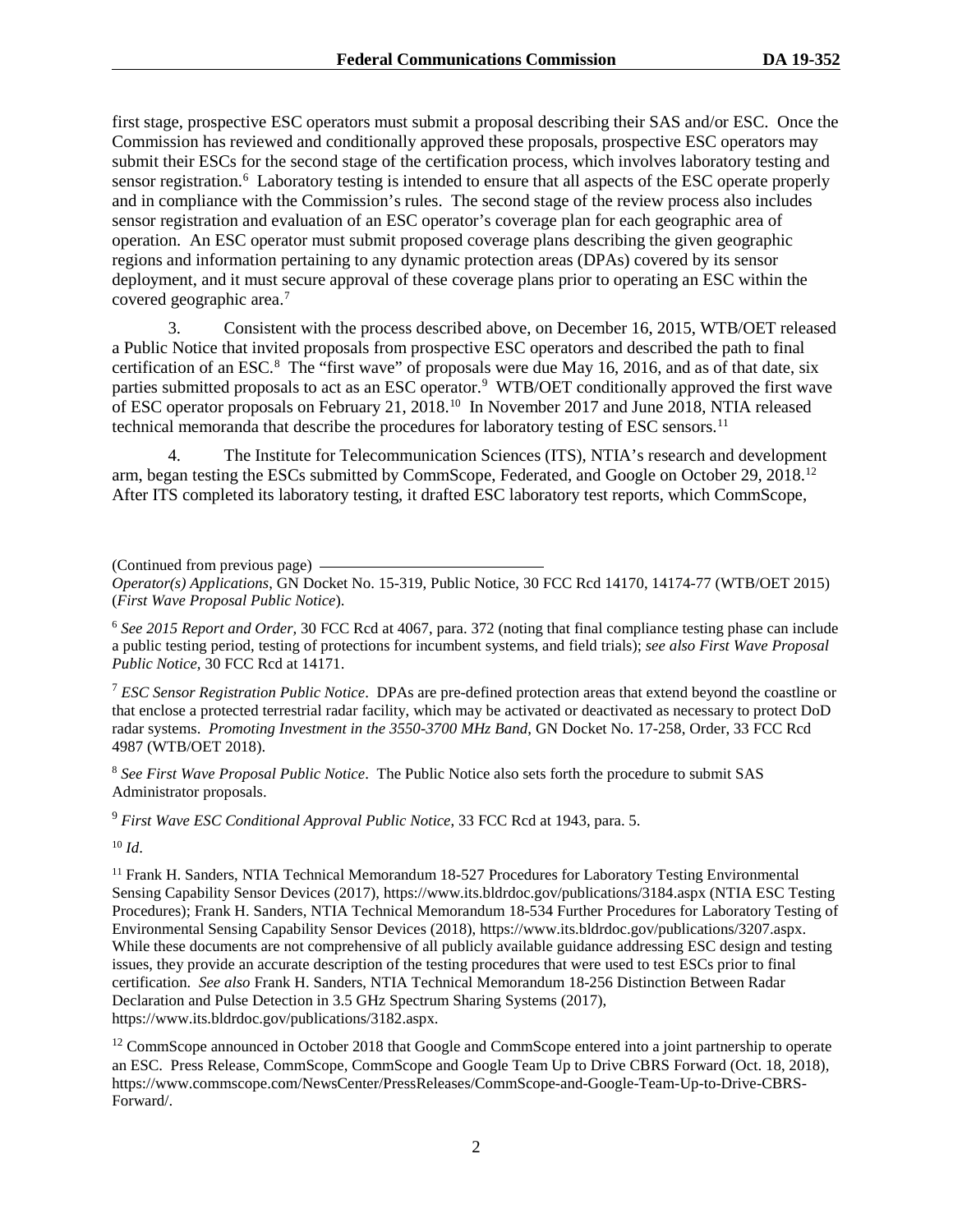first stage, prospective ESC operators must submit a proposal describing their SAS and/or ESC. Once the Commission has reviewed and conditionally approved these proposals, prospective ESC operators may submit their ESCs for the second stage of the certification process, which involves laboratory testing and sensor registration.[6] Laboratory testing is intended to ensure that all aspects of the ESC operate properly and in compliance with the Commission's rules. The second stage of the review process also includes sensor registration and evaluation of an ESC operator's coverage plan for each geographic area of operation. An ESC operator must submit proposed coverage plans describing the given geographic regions and information pertaining to any dynamic protection areas (DPAs) covered by its sensor deployment, and it must secure approval of these coverage plans prior to operating an ESC within the covered geographic area.[7]

3. Consistent with the process described above, on December 16, 2015, WTB/OET released a Public Notice that invited proposals from prospective ESC operators and described the path to final certification of an ESC.[8] The "first wave" of proposals were due May 16, 2016, and as of that date, six parties submitted proposals to act as an ESC operator.[9] WTB/OET conditionally approved the first wave of ESC operator proposals on February 21, 2018.[10] In November 2017 and June 2018, NTIA released technical memoranda that describe the procedures for laboratory testing of ESC sensors.[11]

4. The Institute for Telecommunication Sciences (ITS), NTIA's research and development arm, began testing the ESCs submitted by CommScope, Federated, and Google on October 29, 2018.[12] After ITS completed its laboratory testing, it drafted ESC laboratory test reports, which CommScope,

---

(Continued from previous page)
*Operator(s) Applications*, GN Docket No. 15-319, Public Notice, 30 FCC Rcd 14170, 14174-77 (WTB/OET 2015) (*First Wave Proposal Public Notice*).

[6] *See 2015 Report and Order,* 30 FCC Rcd at 4067, para. 372 (noting that final compliance testing phase can include a public testing period, testing of protections for incumbent systems, and field trials); *see also First Wave Proposal Public Notice,* 30 FCC Rcd at 14171.

[7] *ESC Sensor Registration Public Notice*. DPAs are pre-defined protection areas that extend beyond the coastline or that enclose a protected terrestrial radar facility, which may be activated or deactivated as necessary to protect DoD radar systems. *Promoting Investment in the 3550-3700 MHz Band*, GN Docket No. 17-258, Order, 33 FCC Rcd 4987 (WTB/OET 2018).

[8] *See First Wave Proposal Public Notice*. The Public Notice also sets forth the procedure to submit SAS Administrator proposals.

[9] *First Wave ESC Conditional Approval Public Notice*, 33 FCC Rcd at 1943, para. 5.

[10] *Id*.

[11] Frank H. Sanders, NTIA Technical Memorandum 18-527 Procedures for Laboratory Testing Environmental Sensing Capability Sensor Devices (2017), https://www.its.bldrdoc.gov/publications/3184.aspx (NTIA ESC Testing Procedures); Frank H. Sanders, NTIA Technical Memorandum 18-534 Further Procedures for Laboratory Testing of Environmental Sensing Capability Sensor Devices (2018), https://www.its.bldrdoc.gov/publications/3207.aspx. While these documents are not comprehensive of all publicly available guidance addressing ESC design and testing issues, they provide an accurate description of the testing procedures that were used to test ESCs prior to final certification. *See also* Frank H. Sanders, NTIA Technical Memorandum 18-256 Distinction Between Radar Declaration and Pulse Detection in 3.5 GHz Spectrum Sharing Systems (2017), https://www.its.bldrdoc.gov/publications/3182.aspx.

[12] CommScope announced in October 2018 that Google and CommScope entered into a joint partnership to operate an ESC. Press Release, CommScope, CommScope and Google Team Up to Drive CBRS Forward (Oct. 18, 2018), https://www.commscope.com/NewsCenter/PressReleases/CommScope-and-Google-Team-Up-to-Drive-CBRS-Forward/.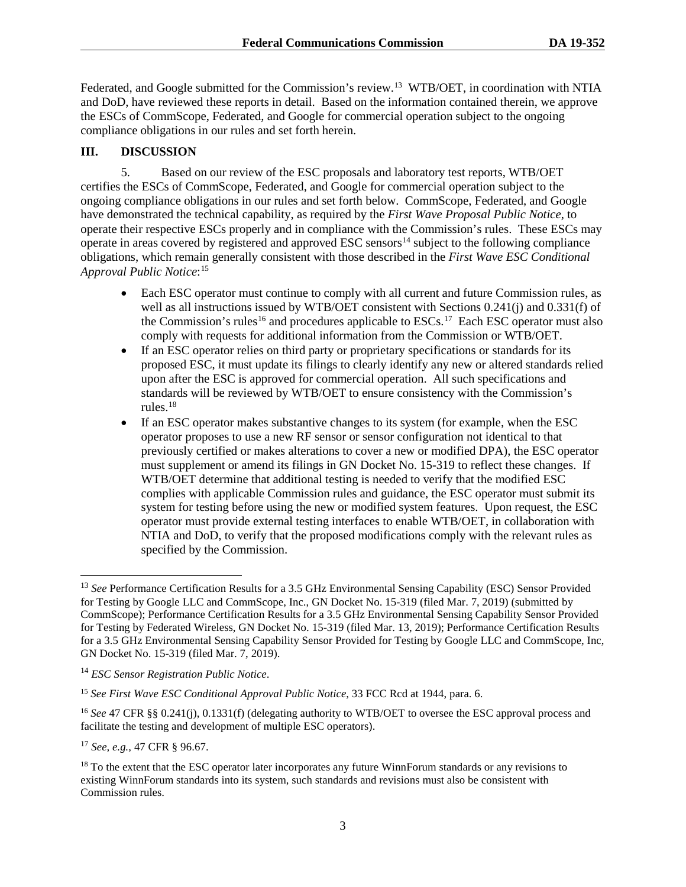Federated, and Google submitted for the Commission's review.[13] WTB/OET, in coordination with NTIA and DoD, have reviewed these reports in detail. Based on the information contained therein, we approve the ESCs of CommScope, Federated, and Google for commercial operation subject to the ongoing compliance obligations in our rules and set forth herein.

## III. DISCUSSION

5. Based on our review of the ESC proposals and laboratory test reports, WTB/OET certifies the ESCs of CommScope, Federated, and Google for commercial operation subject to the ongoing compliance obligations in our rules and set forth below. CommScope, Federated, and Google have demonstrated the technical capability, as required by the *First Wave Proposal Public Notice*, to operate their respective ESCs properly and in compliance with the Commission's rules. These ESCs may operate in areas covered by registered and approved ESC sensors[14] subject to the following compliance obligations, which remain generally consistent with those described in the *First Wave ESC Conditional Approval Public Notice*:[15]

- Each ESC operator must continue to comply with all current and future Commission rules, as well as all instructions issued by WTB/OET consistent with Sections 0.241(j) and 0.331(f) of the Commission's rules[16] and procedures applicable to ESCs.[17] Each ESC operator must also comply with requests for additional information from the Commission or WTB/OET.
- If an ESC operator relies on third party or proprietary specifications or standards for its proposed ESC, it must update its filings to clearly identify any new or altered standards relied upon after the ESC is approved for commercial operation. All such specifications and standards will be reviewed by WTB/OET to ensure consistency with the Commission's rules.[18]
- If an ESC operator makes substantive changes to its system (for example, when the ESC operator proposes to use a new RF sensor or sensor configuration not identical to that previously certified or makes alterations to cover a new or modified DPA), the ESC operator must supplement or amend its filings in GN Docket No. 15-319 to reflect these changes. If WTB/OET determine that additional testing is needed to verify that the modified ESC complies with applicable Commission rules and guidance, the ESC operator must submit its system for testing before using the new or modified system features. Upon request, the ESC operator must provide external testing interfaces to enable WTB/OET, in collaboration with NTIA and DoD, to verify that the proposed modifications comply with the relevant rules as specified by the Commission.

---

[13] *See* Performance Certification Results for a 3.5 GHz Environmental Sensing Capability (ESC) Sensor Provided for Testing by Google LLC and CommScope, Inc., GN Docket No. 15-319 (filed Mar. 7, 2019) (submitted by CommScope); Performance Certification Results for a 3.5 GHz Environmental Sensing Capability Sensor Provided for Testing by Federated Wireless, GN Docket No. 15-319 (filed Mar. 13, 2019); Performance Certification Results for a 3.5 GHz Environmental Sensing Capability Sensor Provided for Testing by Google LLC and CommScope, Inc, GN Docket No. 15-319 (filed Mar. 7, 2019).

[14] *ESC Sensor Registration Public Notice*.

[15] *See First Wave ESC Conditional Approval Public Notice*, 33 FCC Rcd at 1944, para. 6.

[16] *See* 47 CFR §§ 0.241(j), 0.1331(f) (delegating authority to WTB/OET to oversee the ESC approval process and facilitate the testing and development of multiple ESC operators).

[17] *See, e.g.*, 47 CFR § 96.67.

[18] To the extent that the ESC operator later incorporates any future WinnForum standards or any revisions to existing WinnForum standards into its system, such standards and revisions must also be consistent with Commission rules.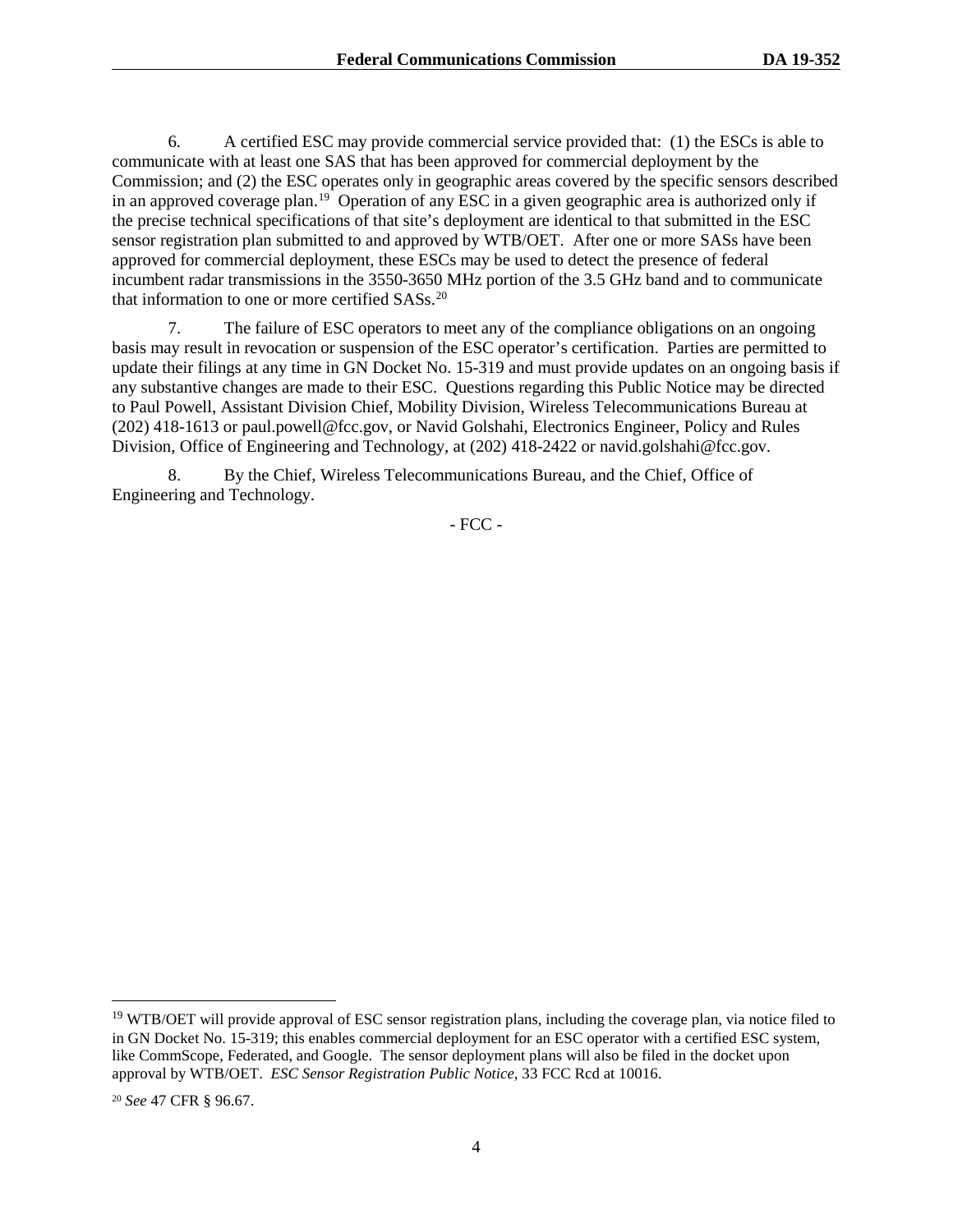6. A certified ESC may provide commercial service provided that: (1) the ESCs is able to communicate with at least one SAS that has been approved for commercial deployment by the Commission; and (2) the ESC operates only in geographic areas covered by the specific sensors described in an approved coverage plan.[19] Operation of any ESC in a given geographic area is authorized only if the precise technical specifications of that site's deployment are identical to that submitted in the ESC sensor registration plan submitted to and approved by WTB/OET. After one or more SASs have been approved for commercial deployment, these ESCs may be used to detect the presence of federal incumbent radar transmissions in the 3550-3650 MHz portion of the 3.5 GHz band and to communicate that information to one or more certified SASs.[20]

7. The failure of ESC operators to meet any of the compliance obligations on an ongoing basis may result in revocation or suspension of the ESC operator's certification. Parties are permitted to update their filings at any time in GN Docket No. 15-319 and must provide updates on an ongoing basis if any substantive changes are made to their ESC. Questions regarding this Public Notice may be directed to Paul Powell, Assistant Division Chief, Mobility Division, Wireless Telecommunications Bureau at (202) 418-1613 or paul.powell@fcc.gov, or Navid Golshahi, Electronics Engineer, Policy and Rules Division, Office of Engineering and Technology, at (202) 418-2422 or navid.golshahi@fcc.gov.

8. By the Chief, Wireless Telecommunications Bureau, and the Chief, Office of Engineering and Technology.

- FCC -

---

[19] WTB/OET will provide approval of ESC sensor registration plans, including the coverage plan, via notice filed to in GN Docket No. 15-319; this enables commercial deployment for an ESC operator with a certified ESC system, like CommScope, Federated, and Google. The sensor deployment plans will also be filed in the docket upon approval by WTB/OET. *ESC Sensor Registration Public Notice*, 33 FCC Rcd at 10016.

[20] *See* 47 CFR § 96.67.